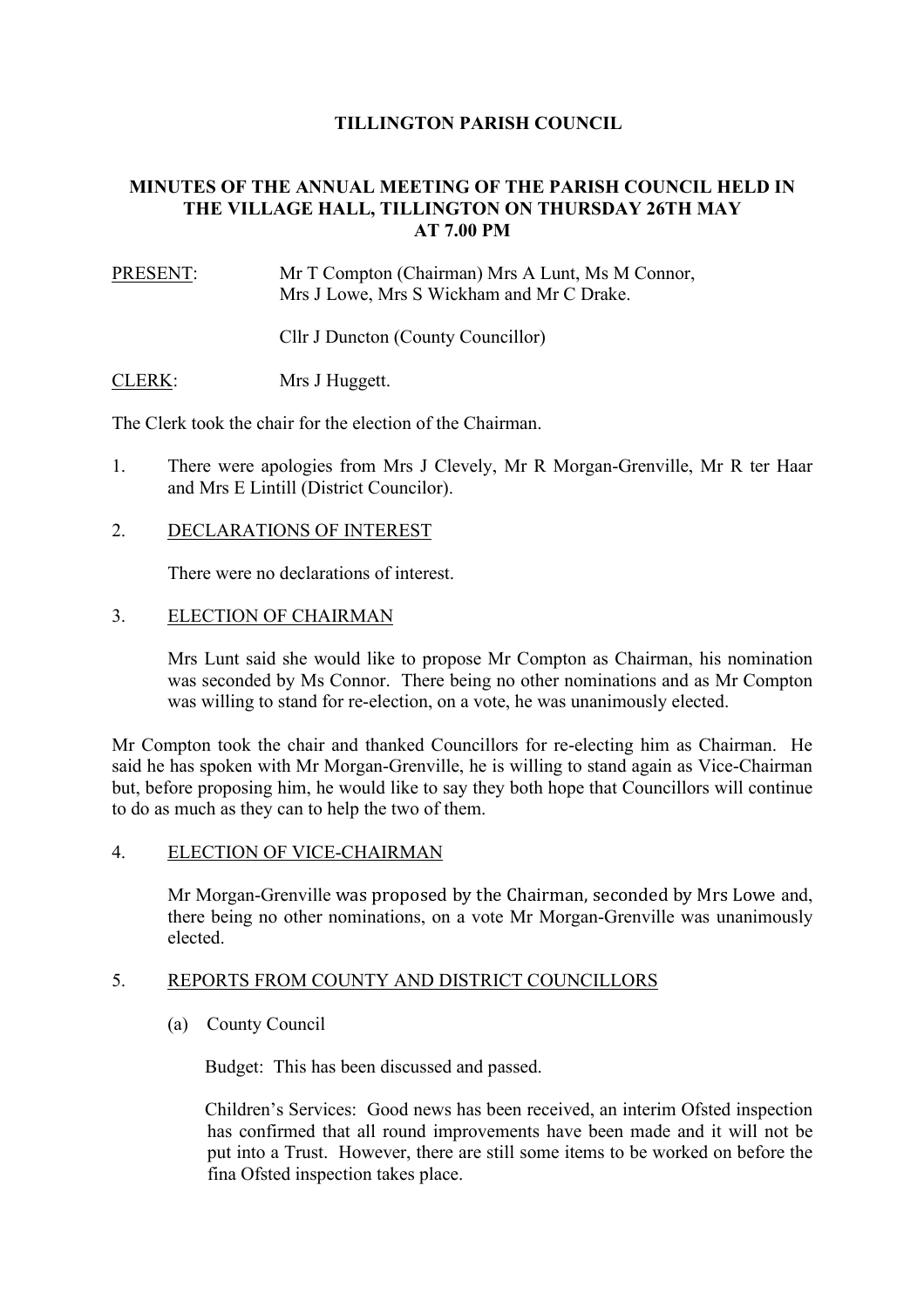# TILLINGTON PARISH COUNCIL

## MINUTES OF THE ANNUAL MEETING OF THE PARISH COUNCIL HELD IN THE VILLAGE HALL, TILLINGTON ON THURSDAY 26TH MAY AT 7.00 PM

PRESENT: Mr T Compton (Chairman) Mrs A Lunt, Ms M Connor, Mrs J Lowe, Mrs S Wickham and Mr C Drake.

Cllr J Duncton (County Councillor)

CLERK: Mrs J Huggett.

The Clerk took the chair for the election of the Chairman.

1. There were apologies from Mrs J Clevely, Mr R Morgan-Grenville, Mr R ter Haar and Mrs E Lintill (District Councilor).

2. DECLARATIONS OF INTEREST

   There were no declarations of interest.

3. ELECTION OF CHAIRMAN

   Mrs Lunt said she would like to propose Mr Compton as Chairman, his nomination was seconded by Ms Connor. There being no other nominations and as Mr Compton was willing to stand for re-election, on a vote, he was unanimously elected.

Mr Compton took the chair and thanked Councillors for re-electing him as Chairman. He said he has spoken with Mr Morgan-Grenville, he is willing to stand again as Vice-Chairman but, before proposing him, he would like to say they both hope that Councillors will continue to do as much as they can to help the two of them.

4. ELECTION OF VICE-CHAIRMAN

   Mr Morgan-Grenville was proposed by the Chairman, seconded by Mrs Lowe and, there being no other nominations, on a vote Mr Morgan-Grenville was unanimously elected.

5. REPORTS FROM COUNTY AND DISTRICT COUNCILLORS

   (a) County Council

   Budget: This has been discussed and passed.

   Children's Services: Good news has been received, an interim Ofsted inspection has confirmed that all round improvements have been made and it will not be put into a Trust. However, there are still some items to be worked on before the fina Ofsted inspection takes place.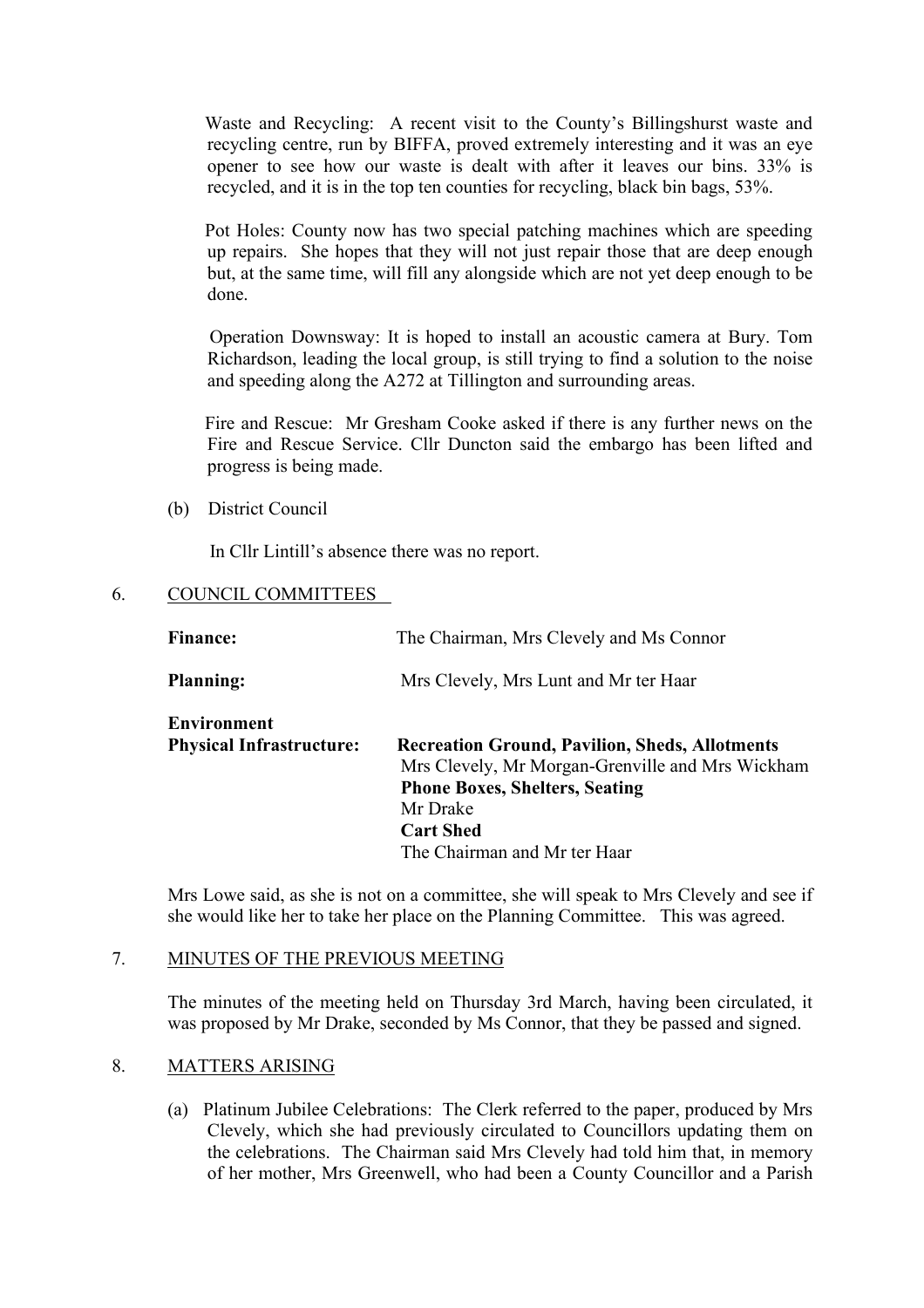Waste and Recycling: A recent visit to the County's Billingshurst waste and recycling centre, run by BIFFA, proved extremely interesting and it was an eye opener to see how our waste is dealt with after it leaves our bins. 33% is recycled, and it is in the top ten counties for recycling, black bin bags, 53%.

Pot Holes: County now has two special patching machines which are speeding up repairs. She hopes that they will not just repair those that are deep enough but, at the same time, will fill any alongside which are not yet deep enough to be done.

Operation Downsway: It is hoped to install an acoustic camera at Bury. Tom Richardson, leading the local group, is still trying to find a solution to the noise and speeding along the A272 at Tillington and surrounding areas.

Fire and Rescue: Mr Gresham Cooke asked if there is any further news on the Fire and Rescue Service. Cllr Duncton said the embargo has been lifted and progress is being made.

(b) District Council

In Cllr Lintill's absence there was no report.

6. COUNCIL COMMITTEES

| | |
|---|---|
| **Finance:** | The Chairman, Mrs Clevely and Ms Connor |
| **Planning:** | Mrs Clevely, Mrs Lunt and Mr ter Haar |
| **Environment Physical Infrastructure:** | **Recreation Ground, Pavilion, Sheds, Allotments** Mrs Clevely, Mr Morgan-Grenville and Mrs Wickham **Phone Boxes, Shelters, Seating** Mr Drake **Cart Shed** The Chairman and Mr ter Haar |

Mrs Lowe said, as she is not on a committee, she will speak to Mrs Clevely and see if she would like her to take her place on the Planning Committee. This was agreed.

7. MINUTES OF THE PREVIOUS MEETING

The minutes of the meeting held on Thursday 3rd March, having been circulated, it was proposed by Mr Drake, seconded by Ms Connor, that they be passed and signed.

8. MATTERS ARISING

(a) Platinum Jubilee Celebrations: The Clerk referred to the paper, produced by Mrs Clevely, which she had previously circulated to Councillors updating them on the celebrations. The Chairman said Mrs Clevely had told him that, in memory of her mother, Mrs Greenwell, who had been a County Councillor and a Parish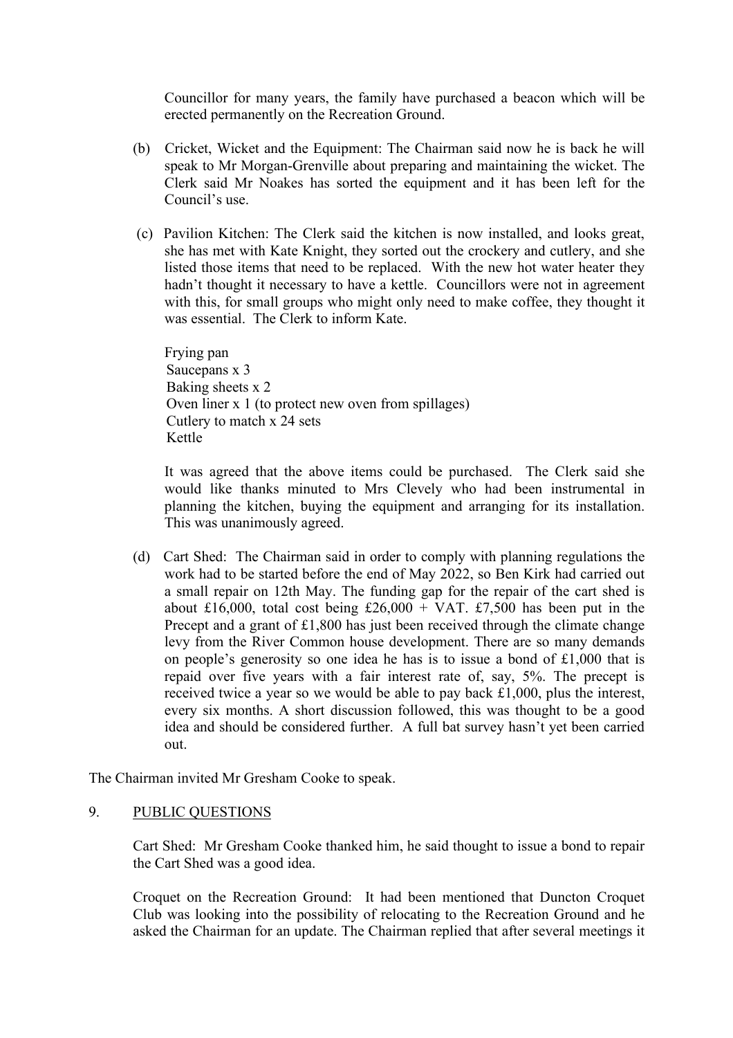Councillor for many years, the family have purchased a beacon which will be erected permanently on the Recreation Ground.

(b) Cricket, Wicket and the Equipment: The Chairman said now he is back he will speak to Mr Morgan-Grenville about preparing and maintaining the wicket. The Clerk said Mr Noakes has sorted the equipment and it has been left for the Council's use.

(c) Pavilion Kitchen: The Clerk said the kitchen is now installed, and looks great, she has met with Kate Knight, they sorted out the crockery and cutlery, and she listed those items that need to be replaced. With the new hot water heater they hadn't thought it necessary to have a kettle. Councillors were not in agreement with this, for small groups who might only need to make coffee, they thought it was essential. The Clerk to inform Kate.

Frying pan
Saucepans x 3
Baking sheets x 2
Oven liner x 1 (to protect new oven from spillages)
Cutlery to match x 24 sets
Kettle

It was agreed that the above items could be purchased. The Clerk said she would like thanks minuted to Mrs Clevely who had been instrumental in planning the kitchen, buying the equipment and arranging for its installation. This was unanimously agreed.

(d) Cart Shed: The Chairman said in order to comply with planning regulations the work had to be started before the end of May 2022, so Ben Kirk had carried out a small repair on 12th May. The funding gap for the repair of the cart shed is about £16,000, total cost being £26,000 + VAT. £7,500 has been put in the Precept and a grant of £1,800 has just been received through the climate change levy from the River Common house development. There are so many demands on people's generosity so one idea he has is to issue a bond of £1,000 that is repaid over five years with a fair interest rate of, say, 5%. The precept is received twice a year so we would be able to pay back £1,000, plus the interest, every six months. A short discussion followed, this was thought to be a good idea and should be considered further. A full bat survey hasn't yet been carried out.

The Chairman invited Mr Gresham Cooke to speak.

9. PUBLIC QUESTIONS

Cart Shed: Mr Gresham Cooke thanked him, he said thought to issue a bond to repair the Cart Shed was a good idea.

Croquet on the Recreation Ground: It had been mentioned that Duncton Croquet Club was looking into the possibility of relocating to the Recreation Ground and he asked the Chairman for an update. The Chairman replied that after several meetings it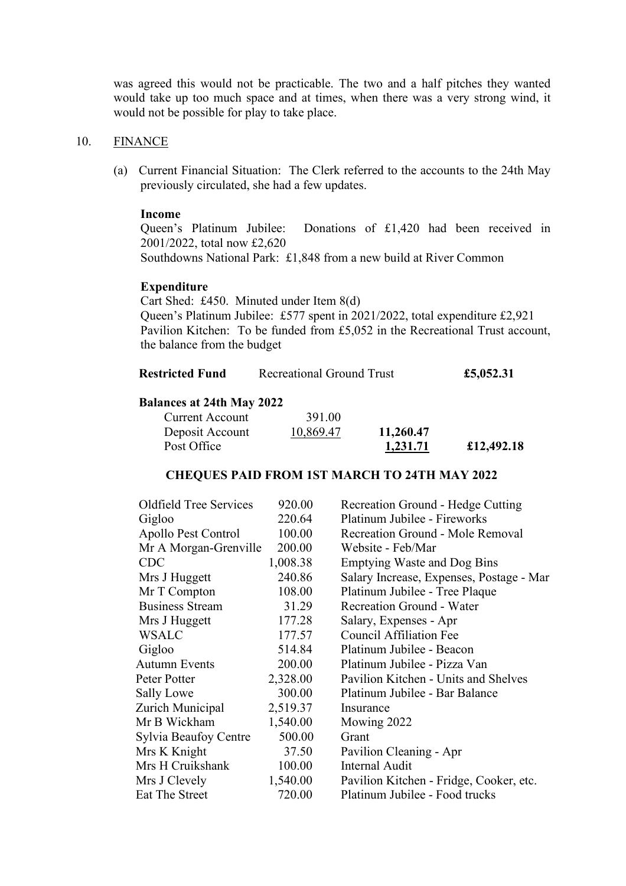was agreed this would not be practicable. The two and a half pitches they wanted would take up too much space and at times, when there was a very strong wind, it would not be possible for play to take place.

10. FINANCE

(a) Current Financial Situation: The Clerk referred to the accounts to the 24th May previously circulated, she had a few updates.

**Income**

Queen's Platinum Jubilee: Donations of £1,420 had been received in 2001/2022, total now £2,620

Southdowns National Park: £1,848 from a new build at River Common

**Expenditure**

Cart Shed: £450. Minuted under Item 8(d)

Queen's Platinum Jubilee: £577 spent in 2021/2022, total expenditure £2,921

Pavilion Kitchen: To be funded from £5,052 in the Recreational Trust account, the balance from the budget

| **Restricted Fund** | Recreational Ground Trust | **£5,052.31** |
|---|---|---|

**Balances at 24th May 2022**

| | | | |
|---|---|---|---|
| Current Account | 391.00 | | |
| Deposit Account | 10,869.47 | **11,260.47** | |
| Post Office | | **1,231.71** | **£12,492.18** |

**CHEQUES PAID FROM 1ST MARCH TO 24TH MAY 2022**

| | | |
|---|---|---|
| Oldfield Tree Services | 920.00 | Recreation Ground - Hedge Cutting |
| Gigloo | 220.64 | Platinum Jubilee - Fireworks |
| Apollo Pest Control | 100.00 | Recreation Ground - Mole Removal |
| Mr A Morgan-Grenville | 200.00 | Website - Feb/Mar |
| CDC | 1,008.38 | Emptying Waste and Dog Bins |
| Mrs J Huggett | 240.86 | Salary Increase, Expenses, Postage - Mar |
| Mr T Compton | 108.00 | Platinum Jubilee - Tree Plaque |
| Business Stream | 31.29 | Recreation Ground - Water |
| Mrs J Huggett | 177.28 | Salary, Expenses - Apr |
| WSALC | 177.57 | Council Affiliation Fee |
| Gigloo | 514.84 | Platinum Jubilee - Beacon |
| Autumn Events | 200.00 | Platinum Jubilee - Pizza Van |
| Peter Potter | 2,328.00 | Pavilion Kitchen - Units and Shelves |
| Sally Lowe | 300.00 | Platinum Jubilee - Bar Balance |
| Zurich Municipal | 2,519.37 | Insurance |
| Mr B Wickham | 1,540.00 | Mowing 2022 |
| Sylvia Beaufoy Centre | 500.00 | Grant |
| Mrs K Knight | 37.50 | Pavilion Cleaning - Apr |
| Mrs H Cruikshank | 100.00 | Internal Audit |
| Mrs J Clevely | 1,540.00 | Pavilion Kitchen - Fridge, Cooker, etc. |
| Eat The Street | 720.00 | Platinum Jubilee - Food trucks |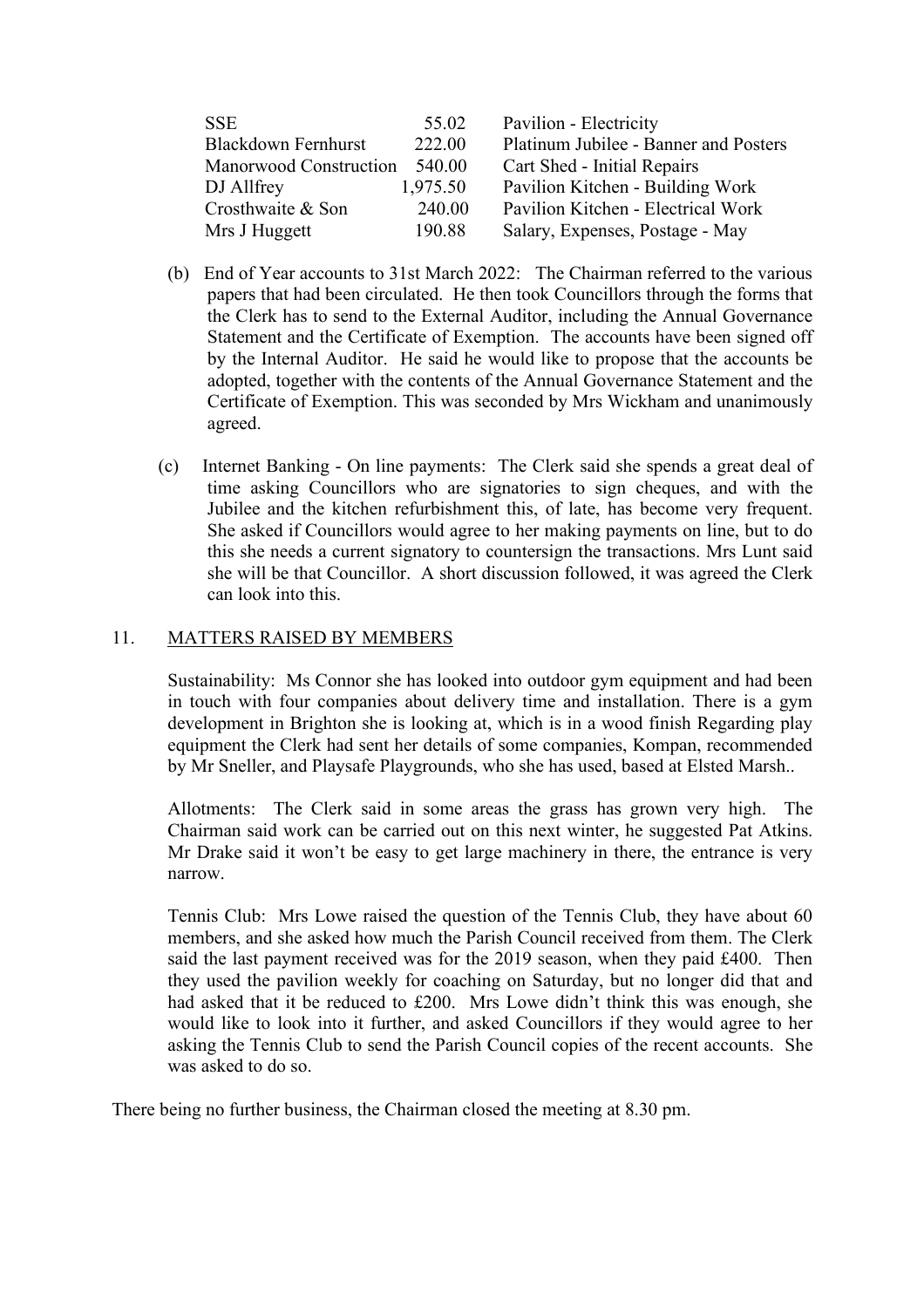| | | |
|---|---|---|
| SSE | 55.02 | Pavilion - Electricity |
| Blackdown Fernhurst | 222.00 | Platinum Jubilee - Banner and Posters |
| Manorwood Construction | 540.00 | Cart Shed - Initial Repairs |
| DJ Allfrey | 1,975.50 | Pavilion Kitchen - Building Work |
| Crosthwaite & Son | 240.00 | Pavilion Kitchen - Electrical Work |
| Mrs J Huggett | 190.88 | Salary, Expenses, Postage - May |

(b) End of Year accounts to 31st March 2022: The Chairman referred to the various papers that had been circulated. He then took Councillors through the forms that the Clerk has to send to the External Auditor, including the Annual Governance Statement and the Certificate of Exemption. The accounts have been signed off by the Internal Auditor. He said he would like to propose that the accounts be adopted, together with the contents of the Annual Governance Statement and the Certificate of Exemption. This was seconded by Mrs Wickham and unanimously agreed.

(c) Internet Banking - On line payments: The Clerk said she spends a great deal of time asking Councillors who are signatories to sign cheques, and with the Jubilee and the kitchen refurbishment this, of late, has become very frequent. She asked if Councillors would agree to her making payments on line, but to do this she needs a current signatory to countersign the transactions. Mrs Lunt said she will be that Councillor. A short discussion followed, it was agreed the Clerk can look into this.

11. <u>MATTERS RAISED BY MEMBERS</u>

Sustainability: Ms Connor she has looked into outdoor gym equipment and had been in touch with four companies about delivery time and installation. There is a gym development in Brighton she is looking at, which is in a wood finish Regarding play equipment the Clerk had sent her details of some companies, Kompan, recommended by Mr Sneller, and Playsafe Playgrounds, who she has used, based at Elsted Marsh..

Allotments: The Clerk said in some areas the grass has grown very high. The Chairman said work can be carried out on this next winter, he suggested Pat Atkins. Mr Drake said it won't be easy to get large machinery in there, the entrance is very narrow.

Tennis Club: Mrs Lowe raised the question of the Tennis Club, they have about 60 members, and she asked how much the Parish Council received from them. The Clerk said the last payment received was for the 2019 season, when they paid £400. Then they used the pavilion weekly for coaching on Saturday, but no longer did that and had asked that it be reduced to £200. Mrs Lowe didn't think this was enough, she would like to look into it further, and asked Councillors if they would agree to her asking the Tennis Club to send the Parish Council copies of the recent accounts. She was asked to do so.

There being no further business, the Chairman closed the meeting at 8.30 pm.